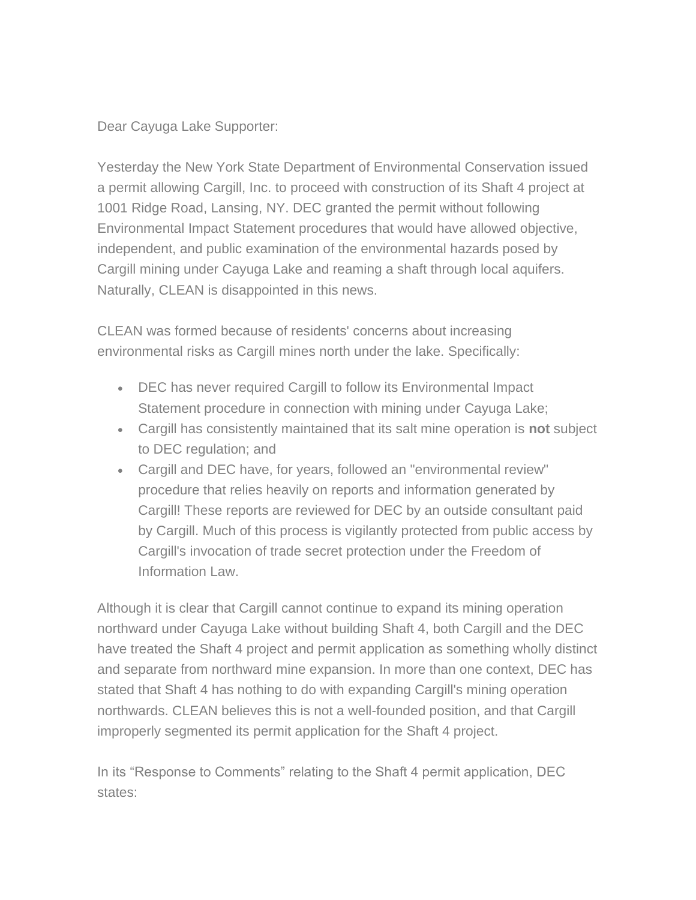Dear Cayuga Lake Supporter:

Yesterday the New York State Department of Environmental Conservation issued a permit allowing Cargill, Inc. to proceed with construction of its Shaft 4 project at 1001 Ridge Road, Lansing, NY. DEC granted the permit without following Environmental Impact Statement procedures that would have allowed objective, independent, and public examination of the environmental hazards posed by Cargill mining under Cayuga Lake and reaming a shaft through local aquifers. Naturally, CLEAN is disappointed in this news.

CLEAN was formed because of residents' concerns about increasing environmental risks as Cargill mines north under the lake. Specifically:

- DEC has never required Cargill to follow its Environmental Impact Statement procedure in connection with mining under Cayuga Lake;
- Cargill has consistently maintained that its salt mine operation is **not** subject to DEC regulation; and
- Cargill and DEC have, for years, followed an "environmental review" procedure that relies heavily on reports and information generated by Cargill! These reports are reviewed for DEC by an outside consultant paid by Cargill. Much of this process is vigilantly protected from public access by Cargill's invocation of trade secret protection under the Freedom of Information Law.

Although it is clear that Cargill cannot continue to expand its mining operation northward under Cayuga Lake without building Shaft 4, both Cargill and the DEC have treated the Shaft 4 project and permit application as something wholly distinct and separate from northward mine expansion. In more than one context, DEC has stated that Shaft 4 has nothing to do with expanding Cargill's mining operation northwards. CLEAN believes this is not a well-founded position, and that Cargill improperly segmented its permit application for the Shaft 4 project.

In its "Response to Comments" relating to the Shaft 4 permit application, DEC states: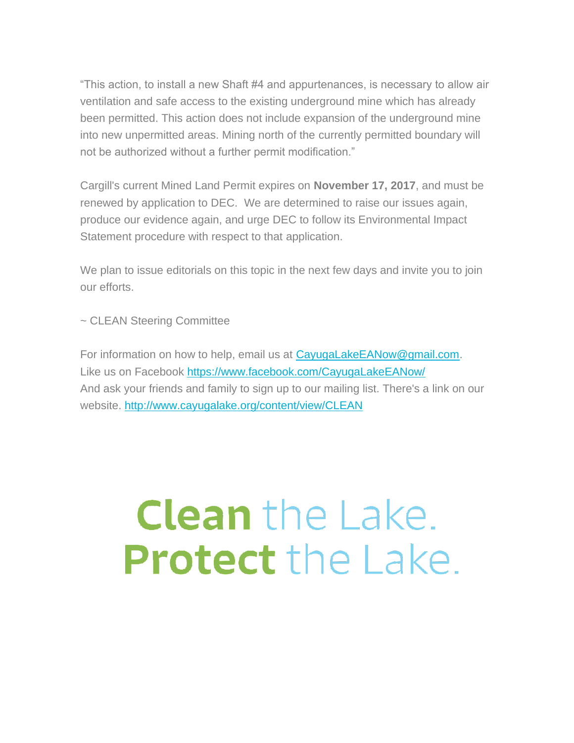"This action, to install a new Shaft #4 and appurtenances, is necessary to allow air ventilation and safe access to the existing underground mine which has already been permitted. This action does not include expansion of the underground mine into new unpermitted areas. Mining north of the currently permitted boundary will not be authorized without a further permit modification."

Cargill's current Mined Land Permit expires on **November 17, 2017**, and must be renewed by application to DEC. We are determined to raise our issues again, produce our evidence again, and urge DEC to follow its Environmental Impact Statement procedure with respect to that application.

We plan to issue editorials on this topic in the next few days and invite you to join our efforts.

~ CLEAN Steering Committee

For information on how to help, email us at [CayugaLakeEANow@gmail.com](mailto:CayugaLakeEANow@gmail.com).
Like us on Facebook [https://www.facebook.com/CayugaLakeEANow/](https://www.facebook.com/CayugaLakeEANow/)
And ask your friends and family to sign up to our mailing list. There's a link on our website. [http://www.cayugalake.org/content/view/CLEAN](http://www.cayugalake.org/content/view/CLEAN)

**Clean** the Lake.
**Protect** the Lake.